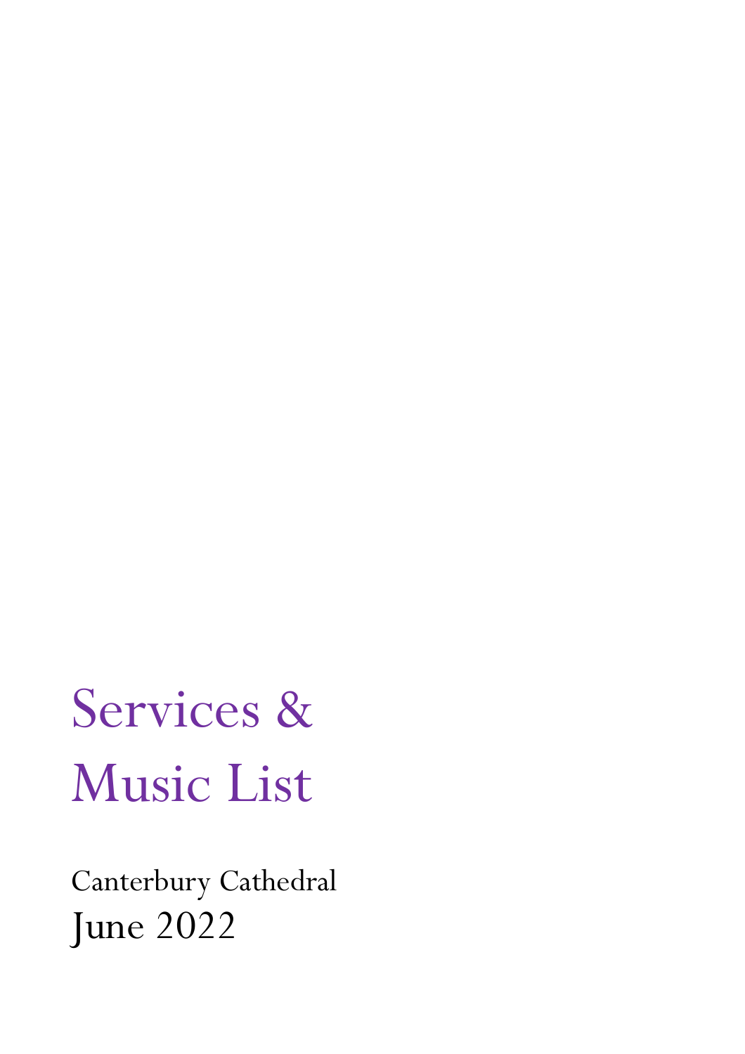# Services & Music List

Canterbury Cathedral

June 2022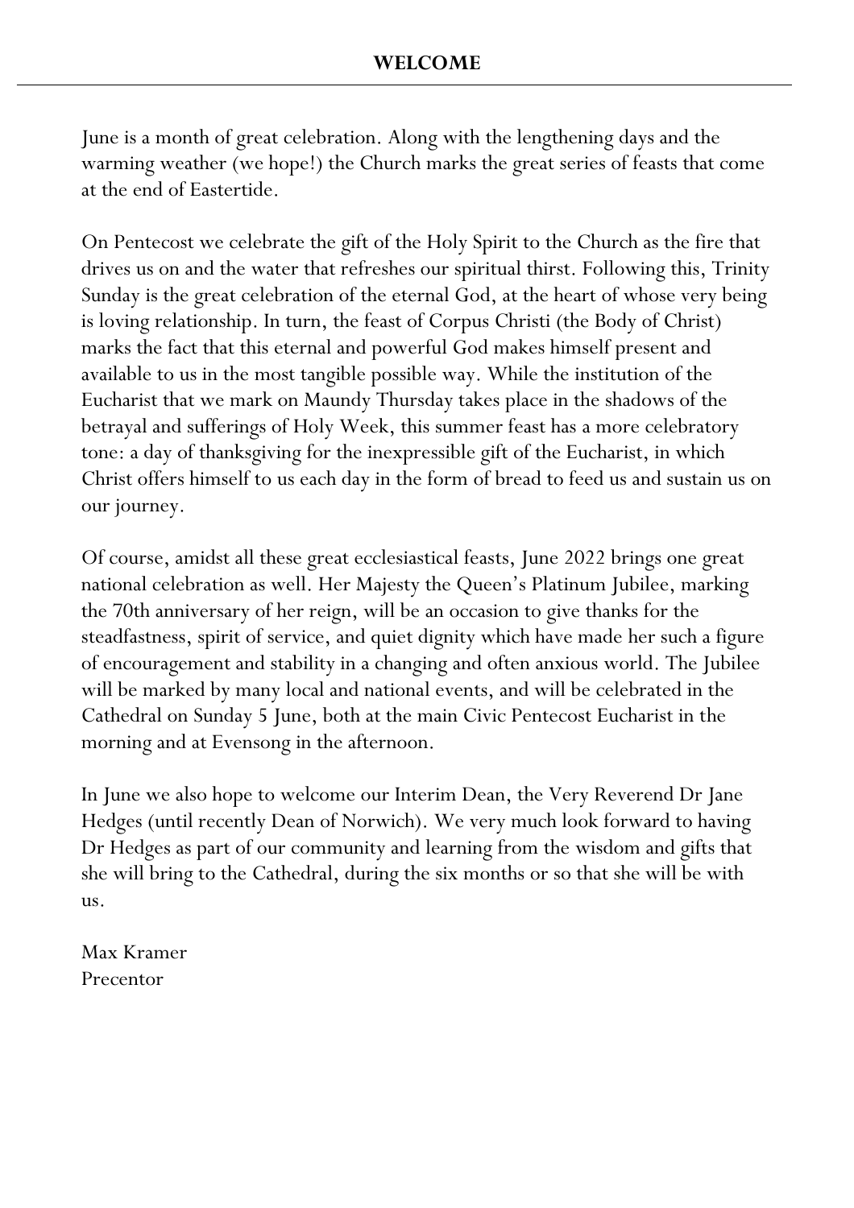## WELCOME

June is a month of great celebration. Along with the lengthening days and the warming weather (we hope!) the Church marks the great series of feasts that come at the end of Eastertide.

On Pentecost we celebrate the gift of the Holy Spirit to the Church as the fire that drives us on and the water that refreshes our spiritual thirst. Following this, Trinity Sunday is the great celebration of the eternal God, at the heart of whose very being is loving relationship. In turn, the feast of Corpus Christi (the Body of Christ) marks the fact that this eternal and powerful God makes himself present and available to us in the most tangible possible way. While the institution of the Eucharist that we mark on Maundy Thursday takes place in the shadows of the betrayal and sufferings of Holy Week, this summer feast has a more celebratory tone: a day of thanksgiving for the inexpressible gift of the Eucharist, in which Christ offers himself to us each day in the form of bread to feed us and sustain us on our journey.

Of course, amidst all these great ecclesiastical feasts, June 2022 brings one great national celebration as well. Her Majesty the Queen's Platinum Jubilee, marking the 70th anniversary of her reign, will be an occasion to give thanks for the steadfastness, spirit of service, and quiet dignity which have made her such a figure of encouragement and stability in a changing and often anxious world. The Jubilee will be marked by many local and national events, and will be celebrated in the Cathedral on Sunday 5 June, both at the main Civic Pentecost Eucharist in the morning and at Evensong in the afternoon.

In June we also hope to welcome our Interim Dean, the Very Reverend Dr Jane Hedges (until recently Dean of Norwich). We very much look forward to having Dr Hedges as part of our community and learning from the wisdom and gifts that she will bring to the Cathedral, during the six months or so that she will be with us.

Max Kramer
Precentor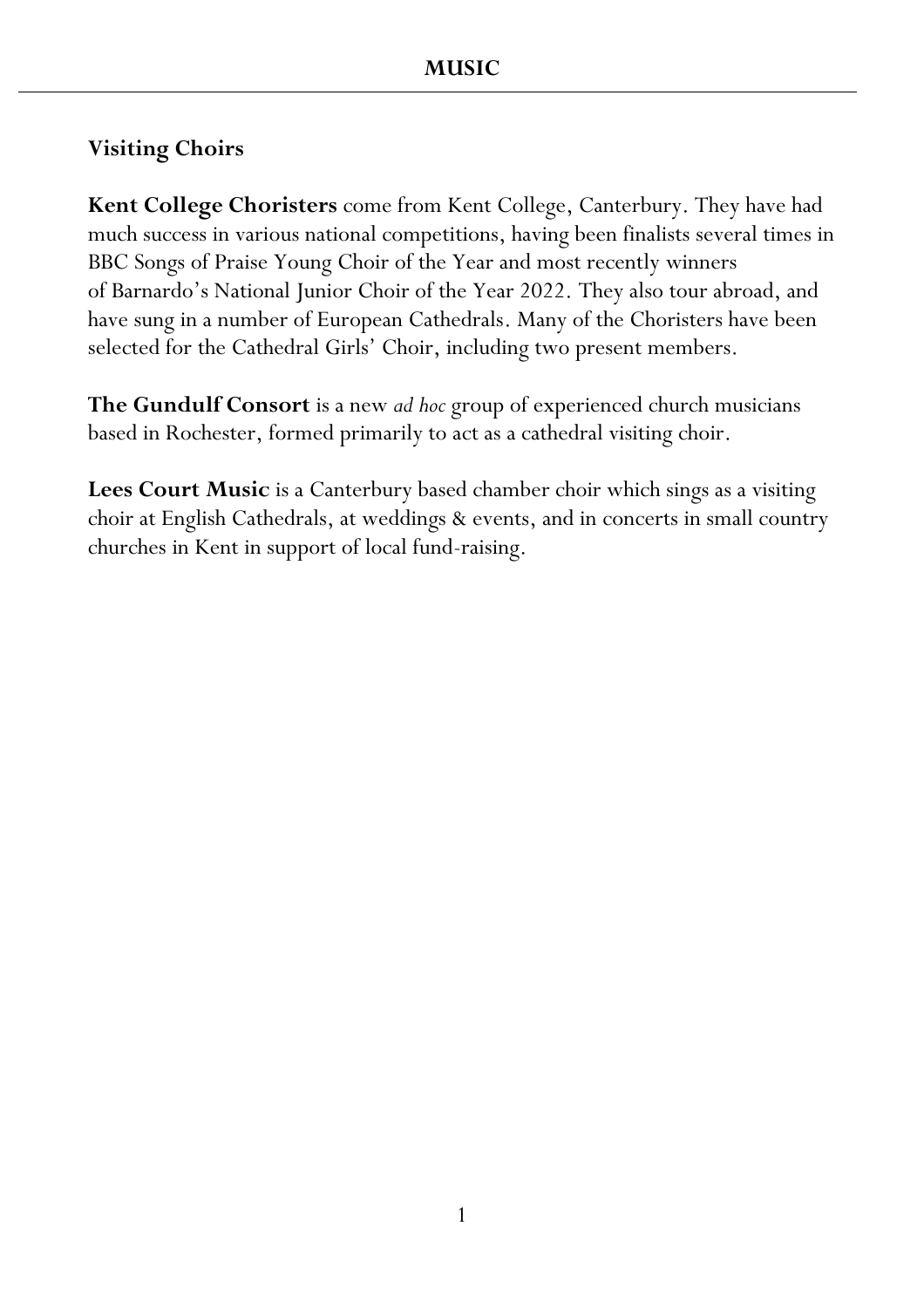# MUSIC

## Visiting Choirs

**Kent College Choristers** come from Kent College, Canterbury. They have had much success in various national competitions, having been finalists several times in BBC Songs of Praise Young Choir of the Year and most recently winners of Barnardo's National Junior Choir of the Year 2022. They also tour abroad, and have sung in a number of European Cathedrals. Many of the Choristers have been selected for the Cathedral Girls' Choir, including two present members.

**The Gundulf Consort** is a new *ad hoc* group of experienced church musicians based in Rochester, formed primarily to act as a cathedral visiting choir.

**Lees Court Music** is a Canterbury based chamber choir which sings as a visiting choir at English Cathedrals, at weddings & events, and in concerts in small country churches in Kent in support of local fund-raising.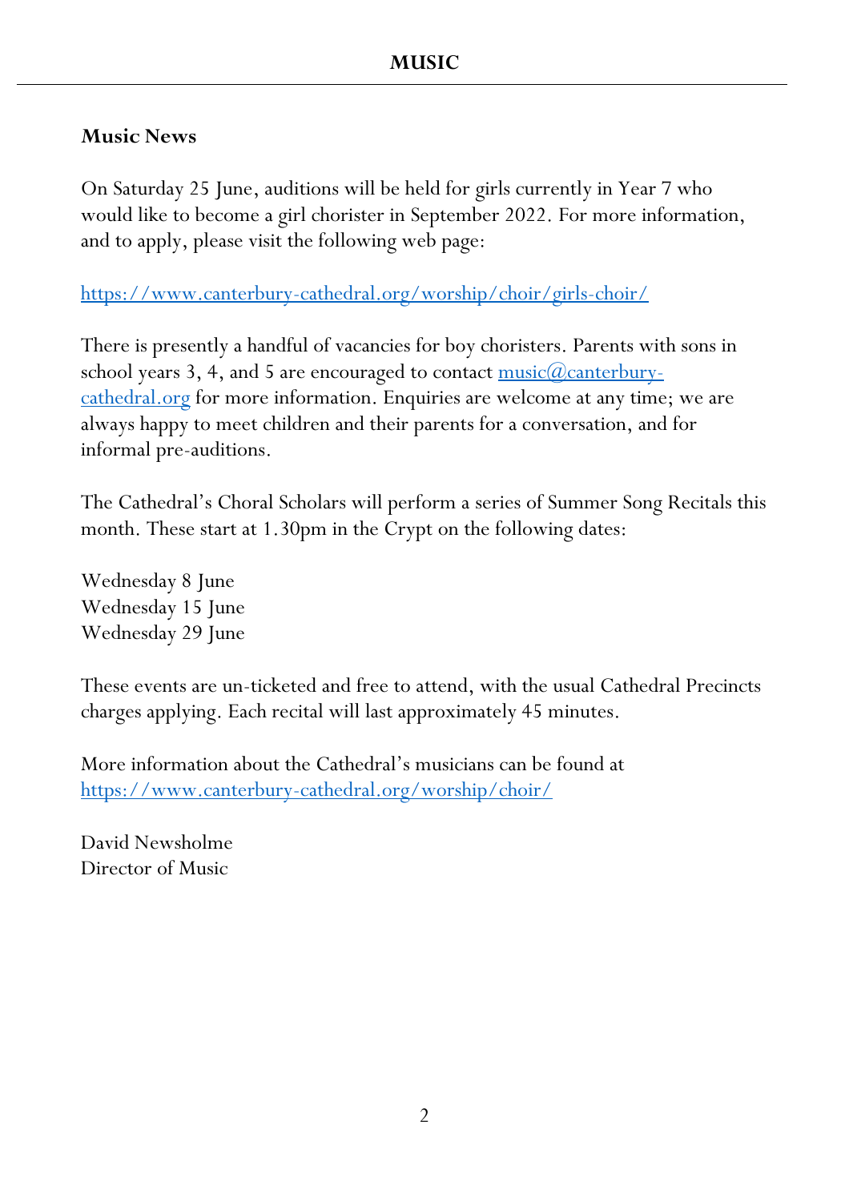# MUSIC

## Music News

On Saturday 25 June, auditions will be held for girls currently in Year 7 who would like to become a girl chorister in September 2022. For more information, and to apply, please visit the following web page:

https://www.canterbury-cathedral.org/worship/choir/girls-choir/

There is presently a handful of vacancies for boy choristers. Parents with sons in school years 3, 4, and 5 are encouraged to contact music@canterbury-cathedral.org for more information. Enquiries are welcome at any time; we are always happy to meet children and their parents for a conversation, and for informal pre-auditions.

The Cathedral's Choral Scholars will perform a series of Summer Song Recitals this month. These start at 1.30pm in the Crypt on the following dates:

Wednesday 8 June
Wednesday 15 June
Wednesday 29 June

These events are un-ticketed and free to attend, with the usual Cathedral Precincts charges applying. Each recital will last approximately 45 minutes.

More information about the Cathedral's musicians can be found at https://www.canterbury-cathedral.org/worship/choir/

David Newsholme
Director of Music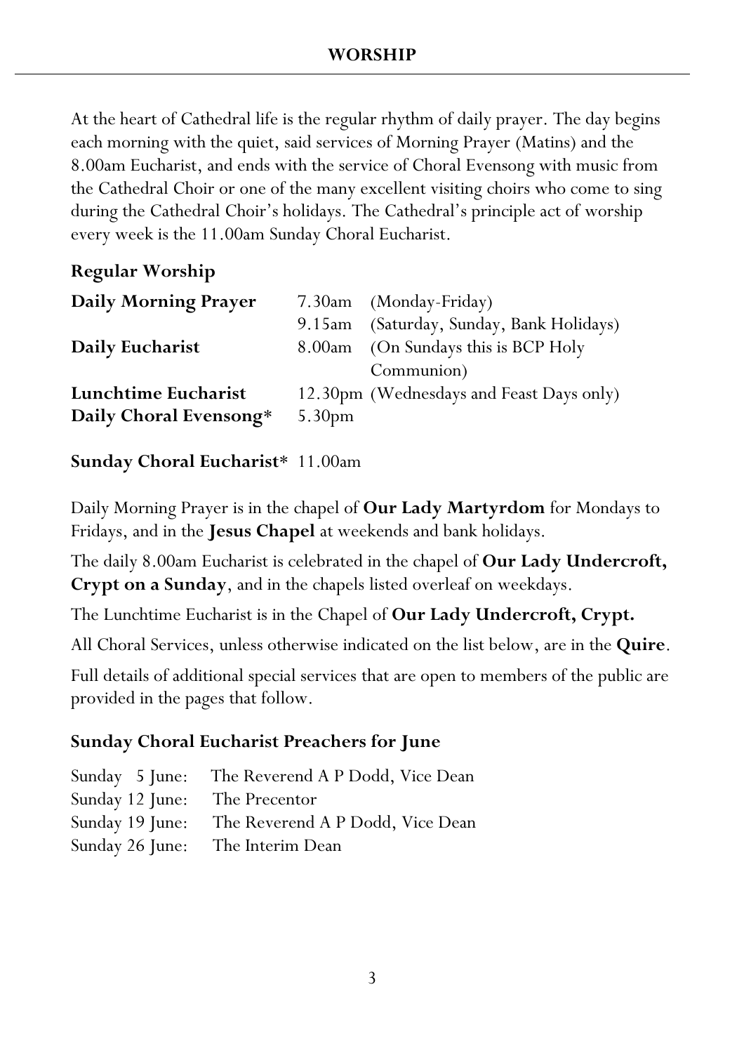## WORSHIP

At the heart of Cathedral life is the regular rhythm of daily prayer. The day begins each morning with the quiet, said services of Morning Prayer (Matins) and the 8.00am Eucharist, and ends with the service of Choral Evensong with music from the Cathedral Choir or one of the many excellent visiting choirs who come to sing during the Cathedral Choir's holidays. The Cathedral's principle act of worship every week is the 11.00am Sunday Choral Eucharist.

### Regular Worship

| | | |
|---|---|---|
| **Daily Morning Prayer** | 7.30am | (Monday-Friday) |
| | 9.15am | (Saturday, Sunday, Bank Holidays) |
| **Daily Eucharist** | 8.00am | (On Sundays this is BCP Holy Communion) |
| **Lunchtime Eucharist** | 12.30pm | (Wednesdays and Feast Days only) |
| **Daily Choral Evensong*** | 5.30pm | |

**Sunday Choral Eucharist*** 11.00am

Daily Morning Prayer is in the chapel of **Our Lady Martyrdom** for Mondays to Fridays, and in the **Jesus Chapel** at weekends and bank holidays.

The daily 8.00am Eucharist is celebrated in the chapel of **Our Lady Undercroft, Crypt on a Sunday**, and in the chapels listed overleaf on weekdays.

The Lunchtime Eucharist is in the Chapel of **Our Lady Undercroft, Crypt.**

All Choral Services, unless otherwise indicated on the list below, are in the **Quire**.

Full details of additional special services that are open to members of the public are provided in the pages that follow.

### Sunday Choral Eucharist Preachers for June

Sunday 5 June: The Reverend A P Dodd, Vice Dean
Sunday 12 June: The Precentor
Sunday 19 June: The Reverend A P Dodd, Vice Dean
Sunday 26 June: The Interim Dean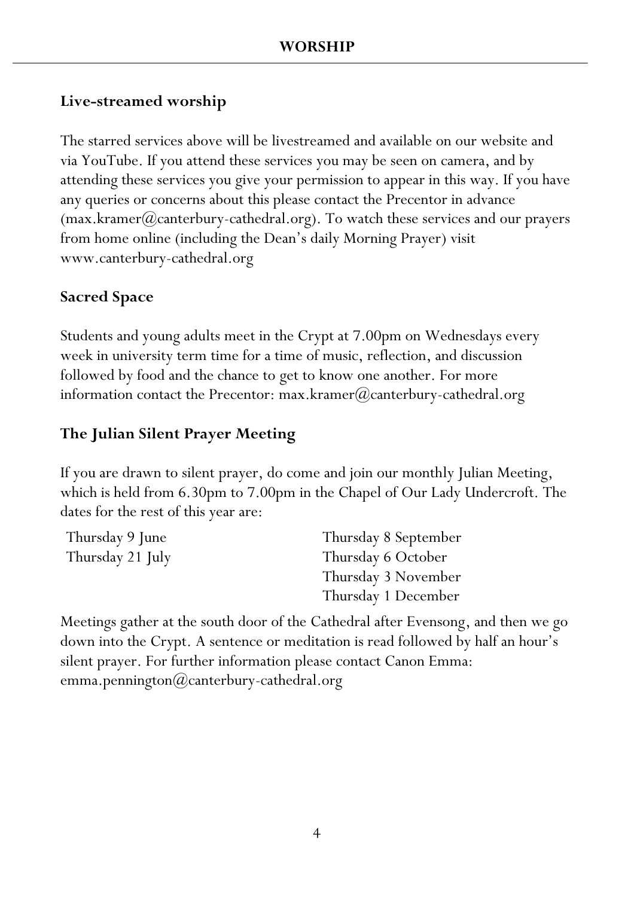# WORSHIP

## Live-streamed worship

The starred services above will be livestreamed and available on our website and via YouTube. If you attend these services you may be seen on camera, and by attending these services you give your permission to appear in this way. If you have any queries or concerns about this please contact the Precentor in advance (max.kramer@canterbury-cathedral.org). To watch these services and our prayers from home online (including the Dean's daily Morning Prayer) visit www.canterbury-cathedral.org

## Sacred Space

Students and young adults meet in the Crypt at 7.00pm on Wednesdays every week in university term time for a time of music, reflection, and discussion followed by food and the chance to get to know one another. For more information contact the Precentor: max.kramer@canterbury-cathedral.org

## The Julian Silent Prayer Meeting

If you are drawn to silent prayer, do come and join our monthly Julian Meeting, which is held from 6.30pm to 7.00pm in the Chapel of Our Lady Undercroft. The dates for the rest of this year are:

- Thursday 9 June
- Thursday 21 July
- Thursday 8 September
- Thursday 6 October
- Thursday 3 November
- Thursday 1 December

Meetings gather at the south door of the Cathedral after Evensong, and then we go down into the Crypt. A sentence or meditation is read followed by half an hour's silent prayer. For further information please contact Canon Emma: emma.pennington@canterbury-cathedral.org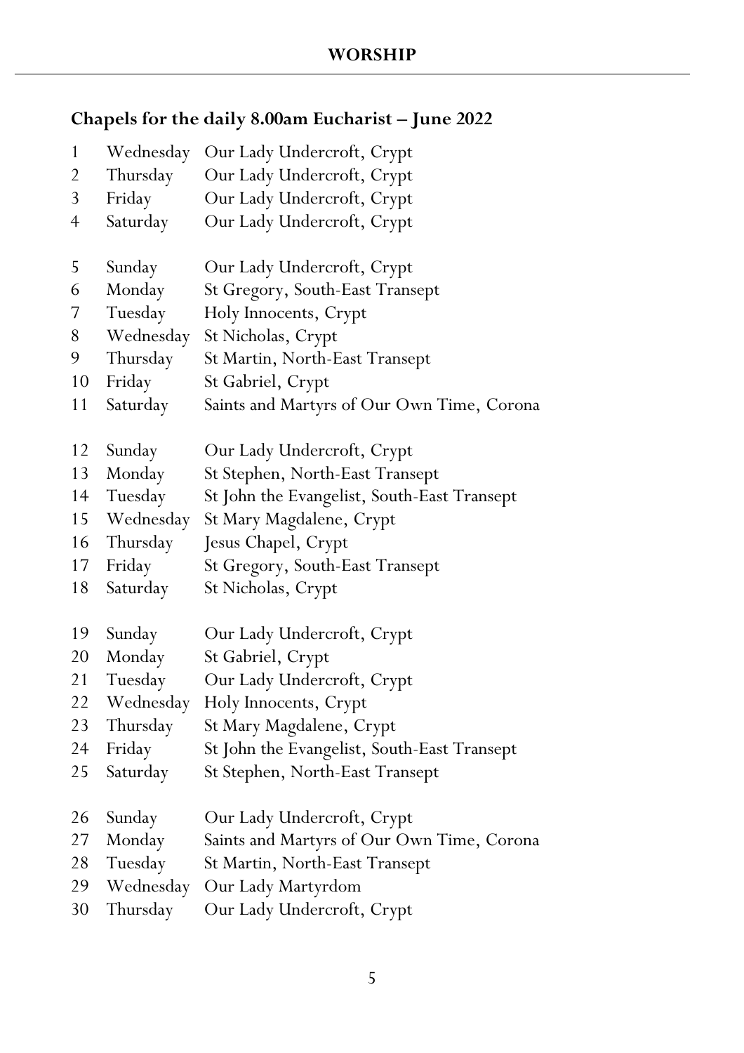## WORSHIP

### Chapels for the daily 8.00am Eucharist – June 2022

| | | |
|---|---|---|
| 1 | Wednesday | Our Lady Undercroft, Crypt |
| 2 | Thursday | Our Lady Undercroft, Crypt |
| 3 | Friday | Our Lady Undercroft, Crypt |
| 4 | Saturday | Our Lady Undercroft, Crypt |
| 5 | Sunday | Our Lady Undercroft, Crypt |
| 6 | Monday | St Gregory, South-East Transept |
| 7 | Tuesday | Holy Innocents, Crypt |
| 8 | Wednesday | St Nicholas, Crypt |
| 9 | Thursday | St Martin, North-East Transept |
| 10 | Friday | St Gabriel, Crypt |
| 11 | Saturday | Saints and Martyrs of Our Own Time, Corona |
| 12 | Sunday | Our Lady Undercroft, Crypt |
| 13 | Monday | St Stephen, North-East Transept |
| 14 | Tuesday | St John the Evangelist, South-East Transept |
| 15 | Wednesday | St Mary Magdalene, Crypt |
| 16 | Thursday | Jesus Chapel, Crypt |
| 17 | Friday | St Gregory, South-East Transept |
| 18 | Saturday | St Nicholas, Crypt |
| 19 | Sunday | Our Lady Undercroft, Crypt |
| 20 | Monday | St Gabriel, Crypt |
| 21 | Tuesday | Our Lady Undercroft, Crypt |
| 22 | Wednesday | Holy Innocents, Crypt |
| 23 | Thursday | St Mary Magdalene, Crypt |
| 24 | Friday | St John the Evangelist, South-East Transept |
| 25 | Saturday | St Stephen, North-East Transept |
| 26 | Sunday | Our Lady Undercroft, Crypt |
| 27 | Monday | Saints and Martyrs of Our Own Time, Corona |
| 28 | Tuesday | St Martin, North-East Transept |
| 29 | Wednesday | Our Lady Martyrdom |
| 30 | Thursday | Our Lady Undercroft, Crypt |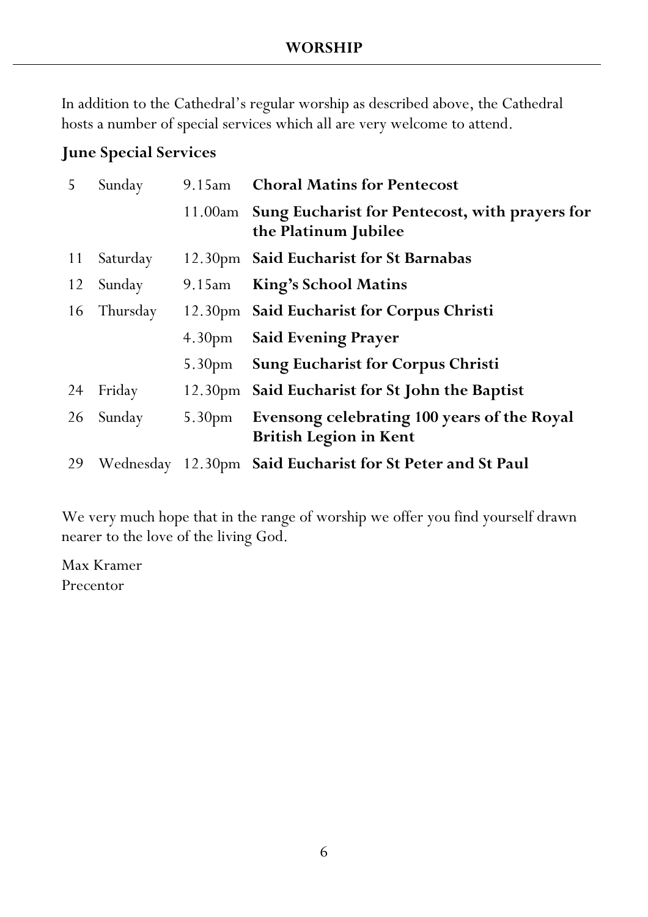## WORSHIP

In addition to the Cathedral's regular worship as described above, the Cathedral hosts a number of special services which all are very welcome to attend.

**June Special Services**

| | | | |
|---|---|---|---|
| 5 | Sunday | 9.15am | **Choral Matins for Pentecost** |
| | | 11.00am | **Sung Eucharist for Pentecost, with prayers for the Platinum Jubilee** |
| 11 | Saturday | 12.30pm | **Said Eucharist for St Barnabas** |
| 12 | Sunday | 9.15am | **King's School Matins** |
| 16 | Thursday | 12.30pm | **Said Eucharist for Corpus Christi** |
| | | 4.30pm | **Said Evening Prayer** |
| | | 5.30pm | **Sung Eucharist for Corpus Christi** |
| 24 | Friday | 12.30pm | **Said Eucharist for St John the Baptist** |
| 26 | Sunday | 5.30pm | **Evensong celebrating 100 years of the Royal British Legion in Kent** |
| 29 | Wednesday | 12.30pm | **Said Eucharist for St Peter and St Paul** |

We very much hope that in the range of worship we offer you find yourself drawn nearer to the love of the living God.

Max Kramer
Precentor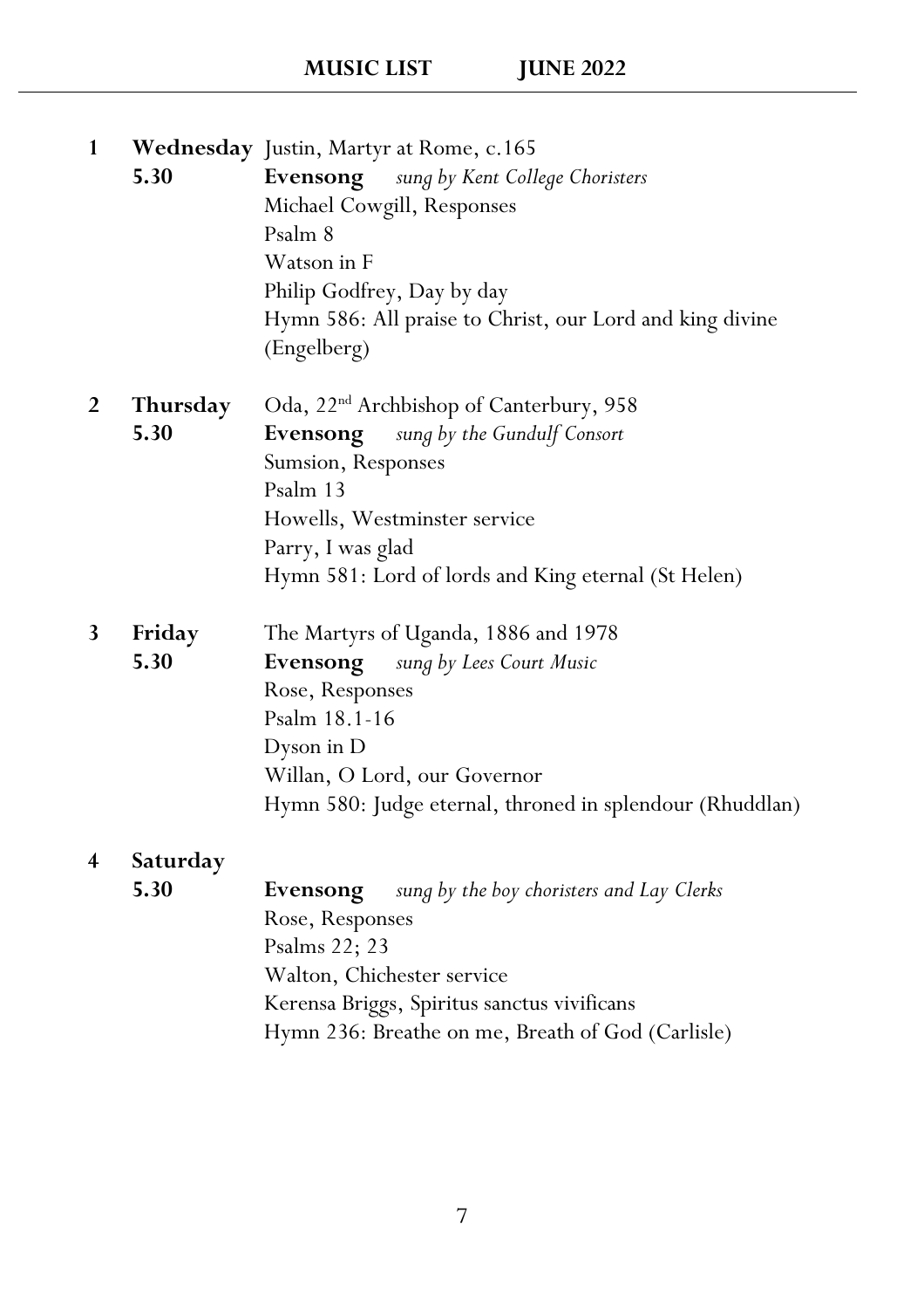**MUSIC LIST JUNE 2022**

**1 Wednesday** Justin, Martyr at Rome, c.165
**5.30** **Evensong** *sung by Kent College Choristers*
Michael Cowgill, Responses
Psalm 8
Watson in F
Philip Godfrey, Day by day
Hymn 586: All praise to Christ, our Lord and king divine (Engelberg)

**2 Thursday** Oda, 22nd Archbishop of Canterbury, 958
**5.30** **Evensong** *sung by the Gundulf Consort*
Sumsion, Responses
Psalm 13
Howells, Westminster service
Parry, I was glad
Hymn 581: Lord of lords and King eternal (St Helen)

**3 Friday** The Martyrs of Uganda, 1886 and 1978
**5.30** **Evensong** *sung by Lees Court Music*
Rose, Responses
Psalm 18.1-16
Dyson in D
Willan, O Lord, our Governor
Hymn 580: Judge eternal, throned in splendour (Rhuddlan)

**4 Saturday**
**5.30** **Evensong** *sung by the boy choristers and Lay Clerks*
Rose, Responses
Psalms 22; 23
Walton, Chichester service
Kerensa Briggs, Spiritus sanctus vivificans
Hymn 236: Breathe on me, Breath of God (Carlisle)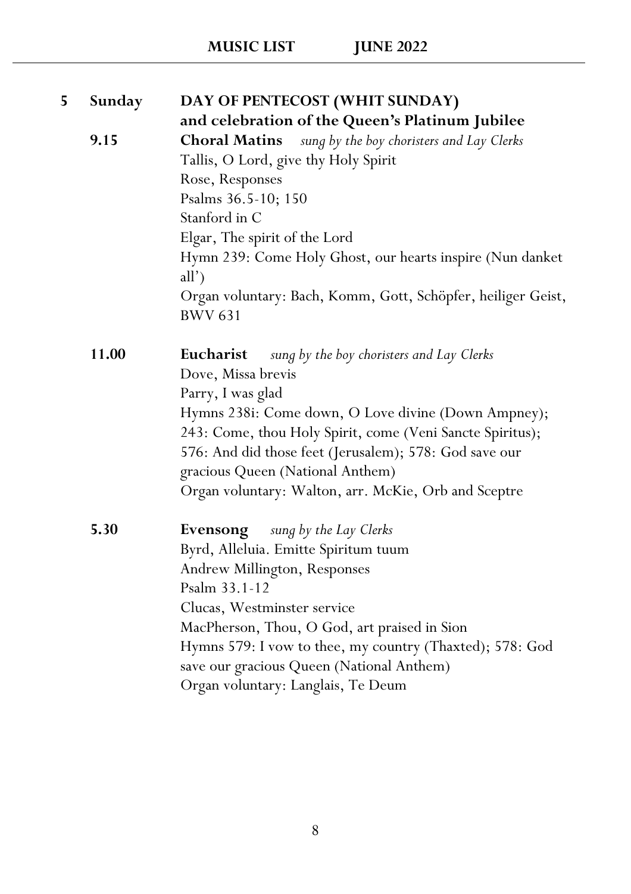**5 Sunday** — **DAY OF PENTECOST (WHIT SUNDAY) and celebration of the Queen's Platinum Jubilee**

**9.15** **Choral Matins** *sung by the boy choristers and Lay Clerks*

Tallis, O Lord, give thy Holy Spirit
Rose, Responses
Psalms 36.5-10; 150
Stanford in C
Elgar, The spirit of the Lord
Hymn 239: Come Holy Ghost, our hearts inspire (Nun danket all')
Organ voluntary: Bach, Komm, Gott, Schöpfer, heiliger Geist, BWV 631

**11.00** **Eucharist** *sung by the boy choristers and Lay Clerks*

Dove, Missa brevis
Parry, I was glad
Hymns 238i: Come down, O Love divine (Down Ampney); 243: Come, thou Holy Spirit, come (Veni Sancte Spiritus); 576: And did those feet (Jerusalem); 578: God save our gracious Queen (National Anthem)
Organ voluntary: Walton, arr. McKie, Orb and Sceptre

**5.30** **Evensong** *sung by the Lay Clerks*

Byrd, Alleluia. Emitte Spiritum tuum
Andrew Millington, Responses
Psalm 33.1-12
Clucas, Westminster service
MacPherson, Thou, O God, art praised in Sion
Hymns 579: I vow to thee, my country (Thaxted); 578: God save our gracious Queen (National Anthem)
Organ voluntary: Langlais, Te Deum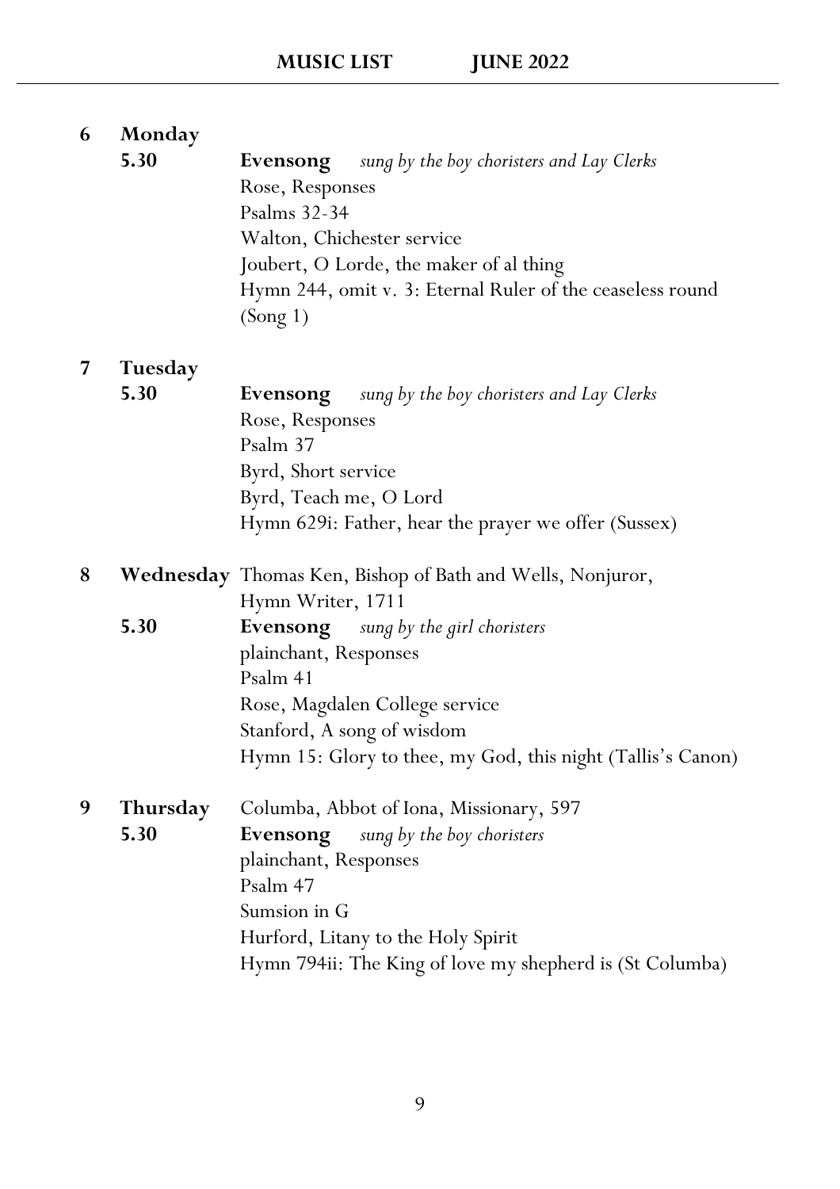**6 Monday**

**5.30** **Evensong** *sung by the boy choristers and Lay Clerks*
Rose, Responses
Psalms 32-34
Walton, Chichester service
Joubert, O Lorde, the maker of al thing
Hymn 244, omit v. 3: Eternal Ruler of the ceaseless round (Song 1)

**7 Tuesday**

**5.30** **Evensong** *sung by the boy choristers and Lay Clerks*
Rose, Responses
Psalm 37
Byrd, Short service
Byrd, Teach me, O Lord
Hymn 629i: Father, hear the prayer we offer (Sussex)

**8 Wednesday** Thomas Ken, Bishop of Bath and Wells, Nonjuror, Hymn Writer, 1711

**5.30** **Evensong** *sung by the girl choristers*
plainchant, Responses
Psalm 41
Rose, Magdalen College service
Stanford, A song of wisdom
Hymn 15: Glory to thee, my God, this night (Tallis's Canon)

**9 Thursday** Columba, Abbot of Iona, Missionary, 597

**5.30** **Evensong** *sung by the boy choristers*
plainchant, Responses
Psalm 47
Sumsion in G
Hurford, Litany to the Holy Spirit
Hymn 794ii: The King of love my shepherd is (St Columba)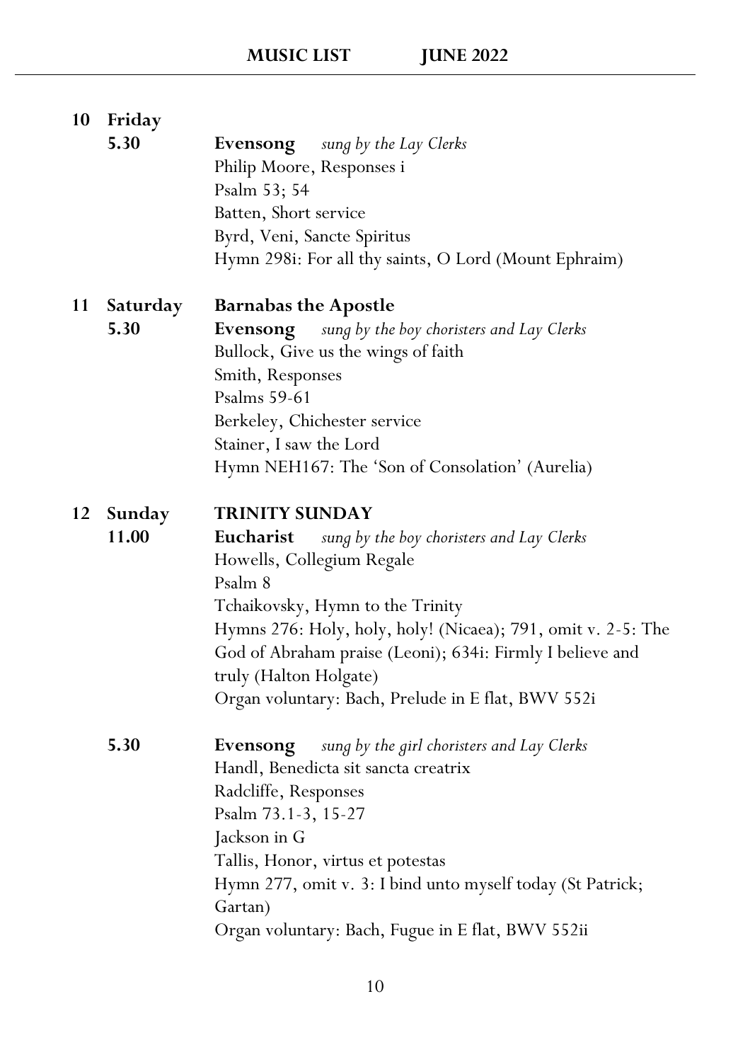**10 Friday**

**5.30** **Evensong** *sung by the Lay Clerks*
Philip Moore, Responses i
Psalm 53; 54
Batten, Short service
Byrd, Veni, Sancte Spiritus
Hymn 298i: For all thy saints, O Lord (Mount Ephraim)

**11 Saturday** **Barnabas the Apostle**

**5.30** **Evensong** *sung by the boy choristers and Lay Clerks*
Bullock, Give us the wings of faith
Smith, Responses
Psalms 59-61
Berkeley, Chichester service
Stainer, I saw the Lord
Hymn NEH167: The 'Son of Consolation' (Aurelia)

**12 Sunday** **TRINITY SUNDAY**

**11.00** **Eucharist** *sung by the boy choristers and Lay Clerks*
Howells, Collegium Regale
Psalm 8
Tchaikovsky, Hymn to the Trinity
Hymns 276: Holy, holy, holy! (Nicaea); 791, omit v. 2-5: The God of Abraham praise (Leoni); 634i: Firmly I believe and truly (Halton Holgate)
Organ voluntary: Bach, Prelude in E flat, BWV 552i

**5.30** **Evensong** *sung by the girl choristers and Lay Clerks*
Handl, Benedicta sit sancta creatrix
Radcliffe, Responses
Psalm 73.1-3, 15-27
Jackson in G
Tallis, Honor, virtus et potestas
Hymn 277, omit v. 3: I bind unto myself today (St Patrick; Gartan)
Organ voluntary: Bach, Fugue in E flat, BWV 552ii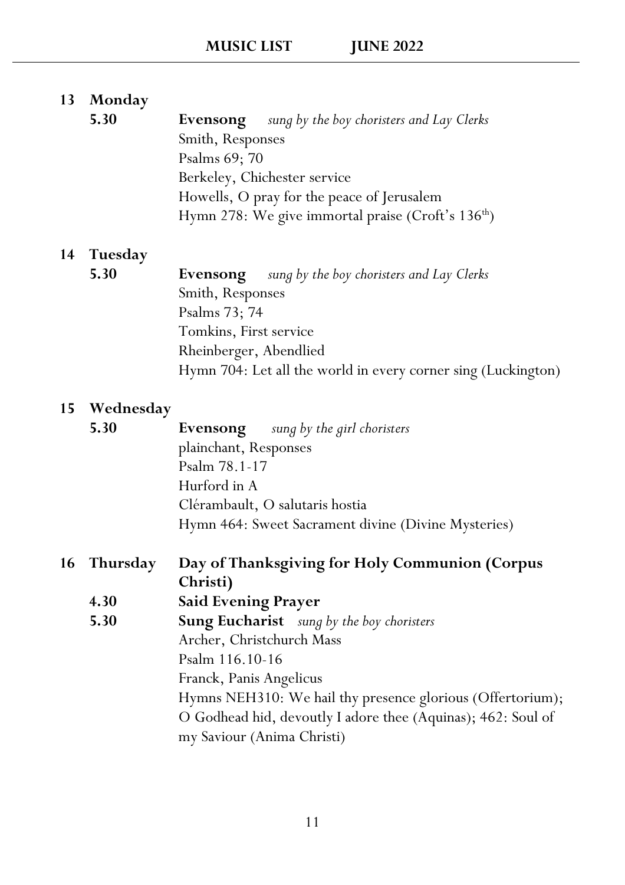**13 Monday**

**5.30** **Evensong** *sung by the boy choristers and Lay Clerks*
Smith, Responses
Psalms 69; 70
Berkeley, Chichester service
Howells, O pray for the peace of Jerusalem
Hymn 278: We give immortal praise (Croft's 136th)

**14 Tuesday**

**5.30** **Evensong** *sung by the boy choristers and Lay Clerks*
Smith, Responses
Psalms 73; 74
Tomkins, First service
Rheinberger, Abendlied
Hymn 704: Let all the world in every corner sing (Luckington)

**15 Wednesday**

**5.30** **Evensong** *sung by the girl choristers*
plainchant, Responses
Psalm 78.1-17
Hurford in A
Clérambault, O salutaris hostia
Hymn 464: Sweet Sacrament divine (Divine Mysteries)

**16 Thursday** **Day of Thanksgiving for Holy Communion (Corpus Christi)**

**4.30** **Said Evening Prayer**

**5.30** **Sung Eucharist** *sung by the boy choristers*
Archer, Christchurch Mass
Psalm 116.10-16
Franck, Panis Angelicus
Hymns NEH310: We hail thy presence glorious (Offertorium); O Godhead hid, devoutly I adore thee (Aquinas); 462: Soul of my Saviour (Anima Christi)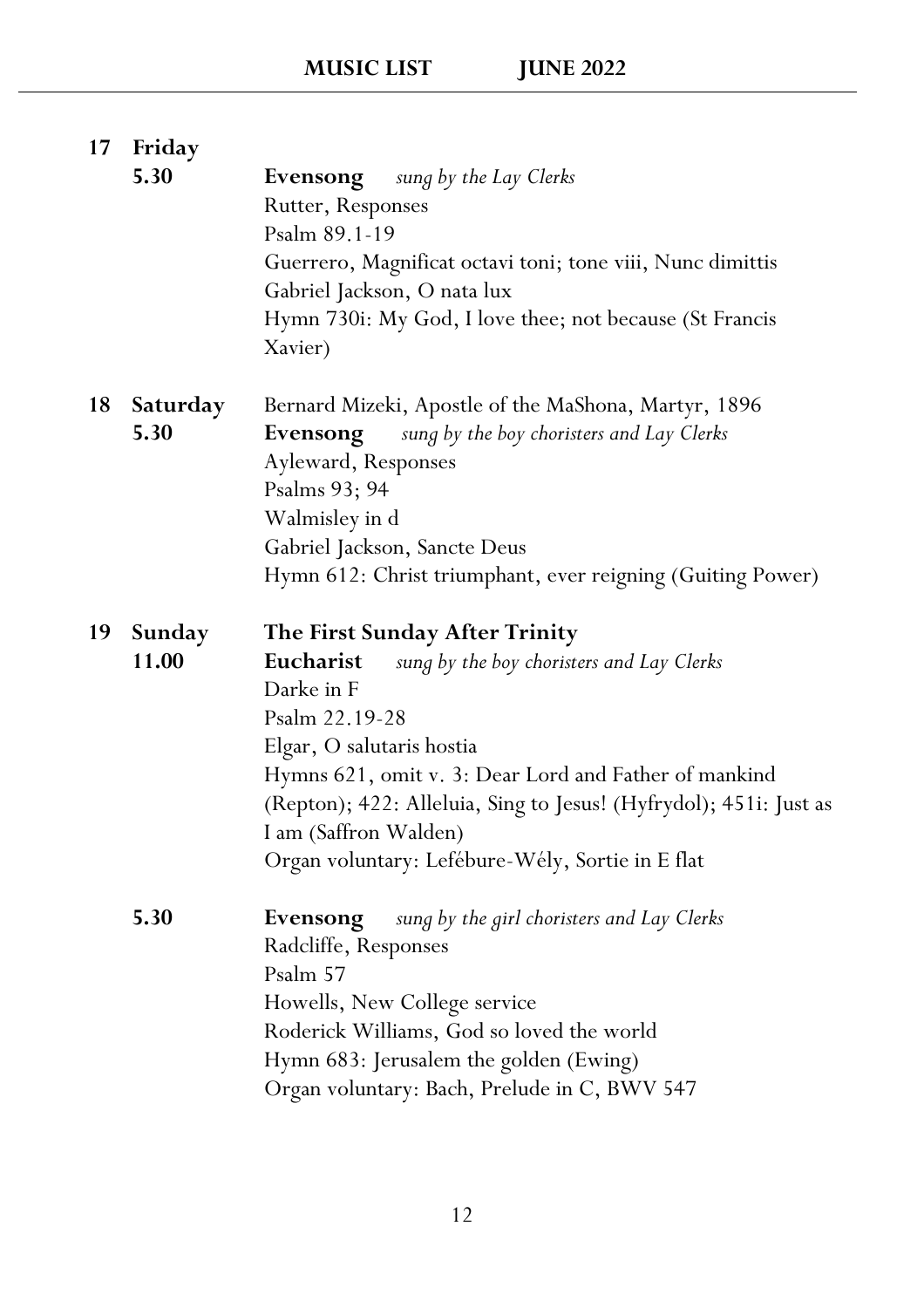**17 Friday**

**5.30** **Evensong** *sung by the Lay Clerks*
Rutter, Responses
Psalm 89.1-19
Guerrero, Magnificat octavi toni; tone viii, Nunc dimittis
Gabriel Jackson, O nata lux
Hymn 730i: My God, I love thee; not because (St Francis Xavier)

**18 Saturday** Bernard Mizeki, Apostle of the MaShona, Martyr, 1896

**5.30** **Evensong** *sung by the boy choristers and Lay Clerks*
Ayleward, Responses
Psalms 93; 94
Walmisley in d
Gabriel Jackson, Sancte Deus
Hymn 612: Christ triumphant, ever reigning (Guiting Power)

**19 Sunday** **The First Sunday After Trinity**

**11.00** **Eucharist** *sung by the boy choristers and Lay Clerks*
Darke in F
Psalm 22.19-28
Elgar, O salutaris hostia
Hymns 621, omit v. 3: Dear Lord and Father of mankind (Repton); 422: Alleluia, Sing to Jesus! (Hyfrydol); 451i: Just as I am (Saffron Walden)
Organ voluntary: Lefébure-Wély, Sortie in E flat

**5.30** **Evensong** *sung by the girl choristers and Lay Clerks*
Radcliffe, Responses
Psalm 57
Howells, New College service
Roderick Williams, God so loved the world
Hymn 683: Jerusalem the golden (Ewing)
Organ voluntary: Bach, Prelude in C, BWV 547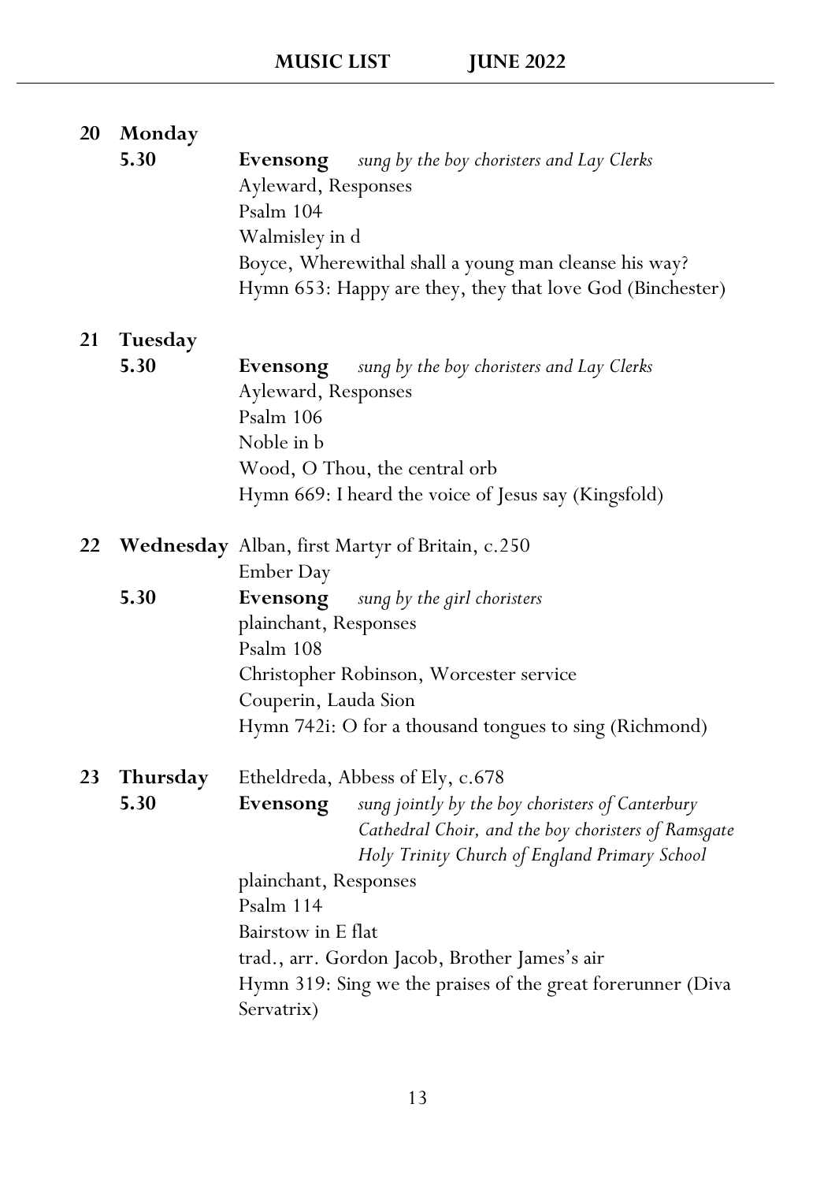**20 Monday**

**5.30** **Evensong** *sung by the boy choristers and Lay Clerks*
Ayleward, Responses
Psalm 104
Walmisley in d
Boyce, Wherewithal shall a young man cleanse his way?
Hymn 653: Happy are they, they that love God (Binchester)

**21 Tuesday**

**5.30** **Evensong** *sung by the boy choristers and Lay Clerks*
Ayleward, Responses
Psalm 106
Noble in b
Wood, O Thou, the central orb
Hymn 669: I heard the voice of Jesus say (Kingsfold)

**22 Wednesday** Alban, first Martyr of Britain, c.250
Ember Day

**5.30** **Evensong** *sung by the girl choristers*
plainchant, Responses
Psalm 108
Christopher Robinson, Worcester service
Couperin, Lauda Sion
Hymn 742i: O for a thousand tongues to sing (Richmond)

**23 Thursday** Etheldreda, Abbess of Ely, c.678

**5.30** **Evensong** *sung jointly by the boy choristers of Canterbury Cathedral Choir, and the boy choristers of Ramsgate Holy Trinity Church of England Primary School*
plainchant, Responses
Psalm 114
Bairstow in E flat
trad., arr. Gordon Jacob, Brother James's air
Hymn 319: Sing we the praises of the great forerunner (Diva Servatrix)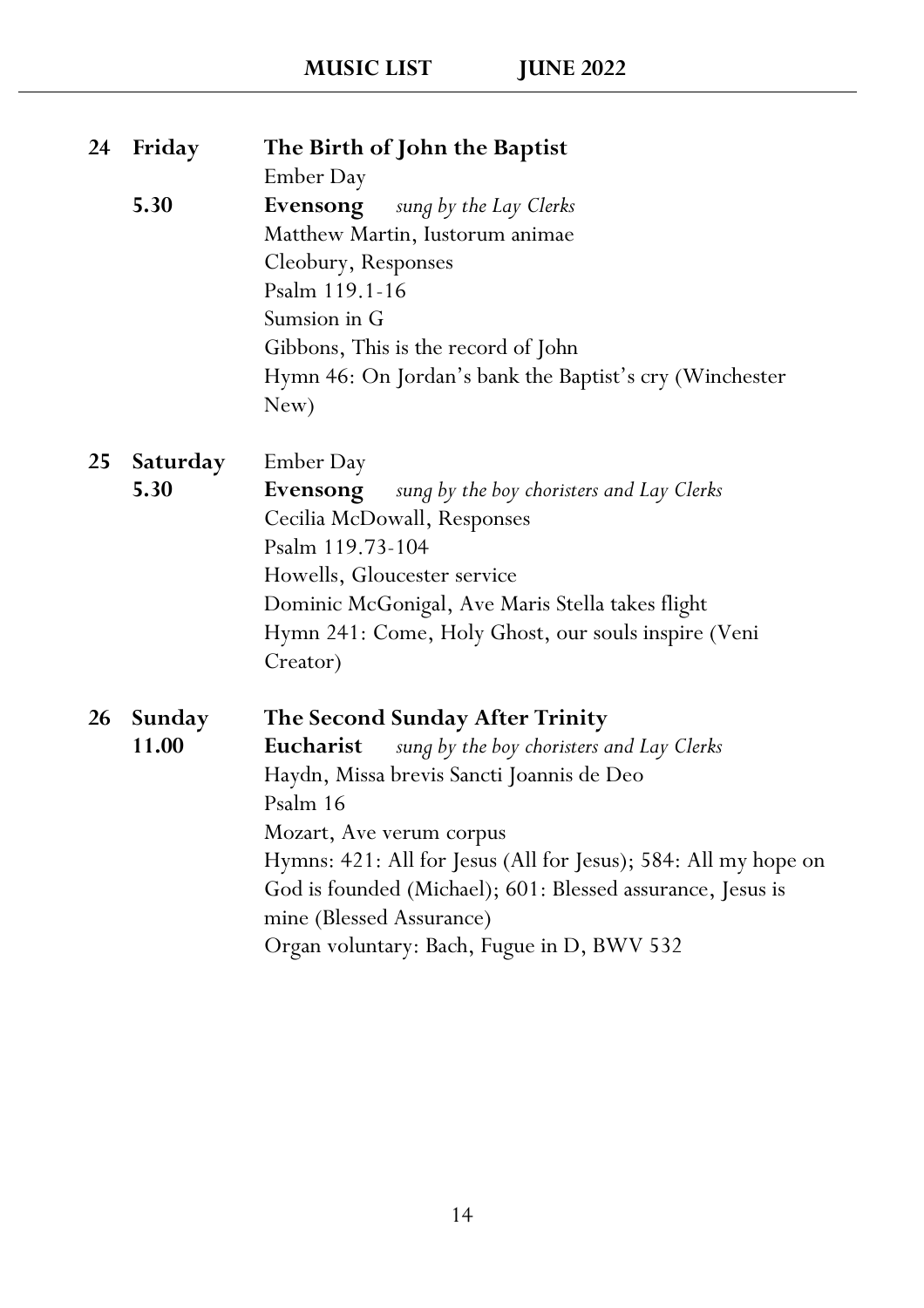**24 Friday** — **The Birth of John the Baptist**
Ember Day

**5.30** — **Evensong** *sung by the Lay Clerks*
Matthew Martin, Iustorum animae
Cleobury, Responses
Psalm 119.1-16
Sumsion in G
Gibbons, This is the record of John
Hymn 46: On Jordan's bank the Baptist's cry (Winchester New)

**25 Saturday** — Ember Day

**5.30** — **Evensong** *sung by the boy choristers and Lay Clerks*
Cecilia McDowall, Responses
Psalm 119.73-104
Howells, Gloucester service
Dominic McGonigal, Ave Maris Stella takes flight
Hymn 241: Come, Holy Ghost, our souls inspire (Veni Creator)

**26 Sunday** — **The Second Sunday After Trinity**

**11.00** — **Eucharist** *sung by the boy choristers and Lay Clerks*
Haydn, Missa brevis Sancti Joannis de Deo
Psalm 16
Mozart, Ave verum corpus
Hymns: 421: All for Jesus (All for Jesus); 584: All my hope on God is founded (Michael); 601: Blessed assurance, Jesus is mine (Blessed Assurance)
Organ voluntary: Bach, Fugue in D, BWV 532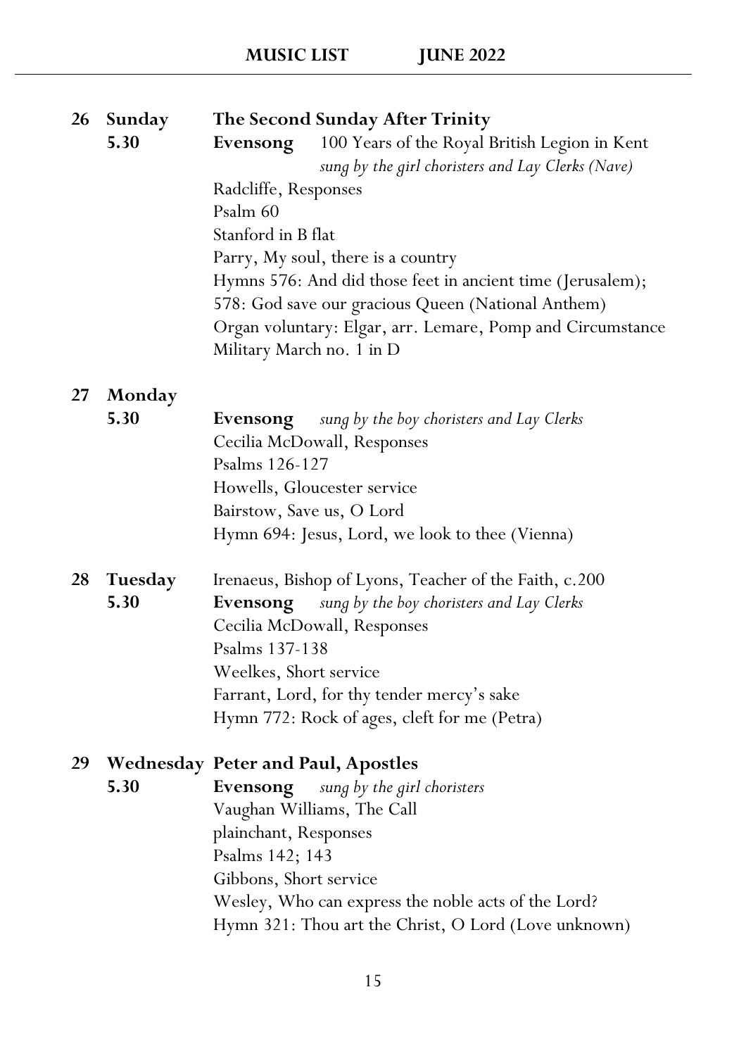**26 Sunday** — **The Second Sunday After Trinity**

**5.30** **Evensong** 100 Years of the Royal British Legion in Kent
*sung by the girl choristers and Lay Clerks (Nave)*

Radcliffe, Responses
Psalm 60
Stanford in B flat
Parry, My soul, there is a country
Hymns 576: And did those feet in ancient time (Jerusalem);
578: God save our gracious Queen (National Anthem)
Organ voluntary: Elgar, arr. Lemare, Pomp and Circumstance Military March no. 1 in D

**27 Monday**

**5.30** **Evensong** *sung by the boy choristers and Lay Clerks*

Cecilia McDowall, Responses
Psalms 126-127
Howells, Gloucester service
Bairstow, Save us, O Lord
Hymn 694: Jesus, Lord, we look to thee (Vienna)

**28 Tuesday** — Irenaeus, Bishop of Lyons, Teacher of the Faith, c.200

**5.30** **Evensong** *sung by the boy choristers and Lay Clerks*

Cecilia McDowall, Responses
Psalms 137-138
Weelkes, Short service
Farrant, Lord, for thy tender mercy's sake
Hymn 772: Rock of ages, cleft for me (Petra)

**29 Wednesday** — **Peter and Paul, Apostles**

**5.30** **Evensong** *sung by the girl choristers*

Vaughan Williams, The Call
plainchant, Responses
Psalms 142; 143
Gibbons, Short service
Wesley, Who can express the noble acts of the Lord?
Hymn 321: Thou art the Christ, O Lord (Love unknown)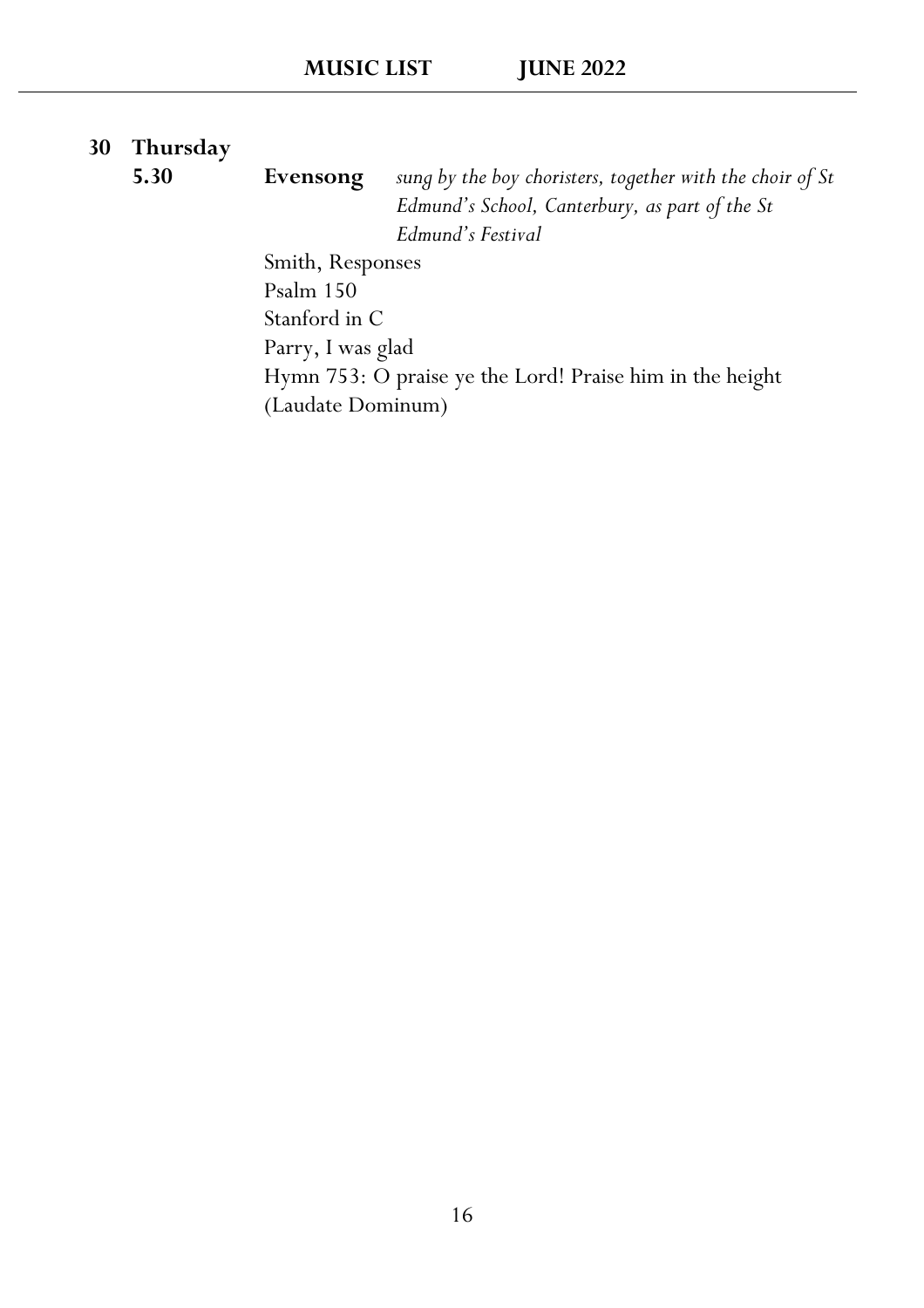## 30 Thursday

**5.30** **Evensong** *sung by the boy choristers, together with the choir of St Edmund's School, Canterbury, as part of the St Edmund's Festival*

Smith, Responses
Psalm 150
Stanford in C
Parry, I was glad
Hymn 753: O praise ye the Lord! Praise him in the height (Laudate Dominum)